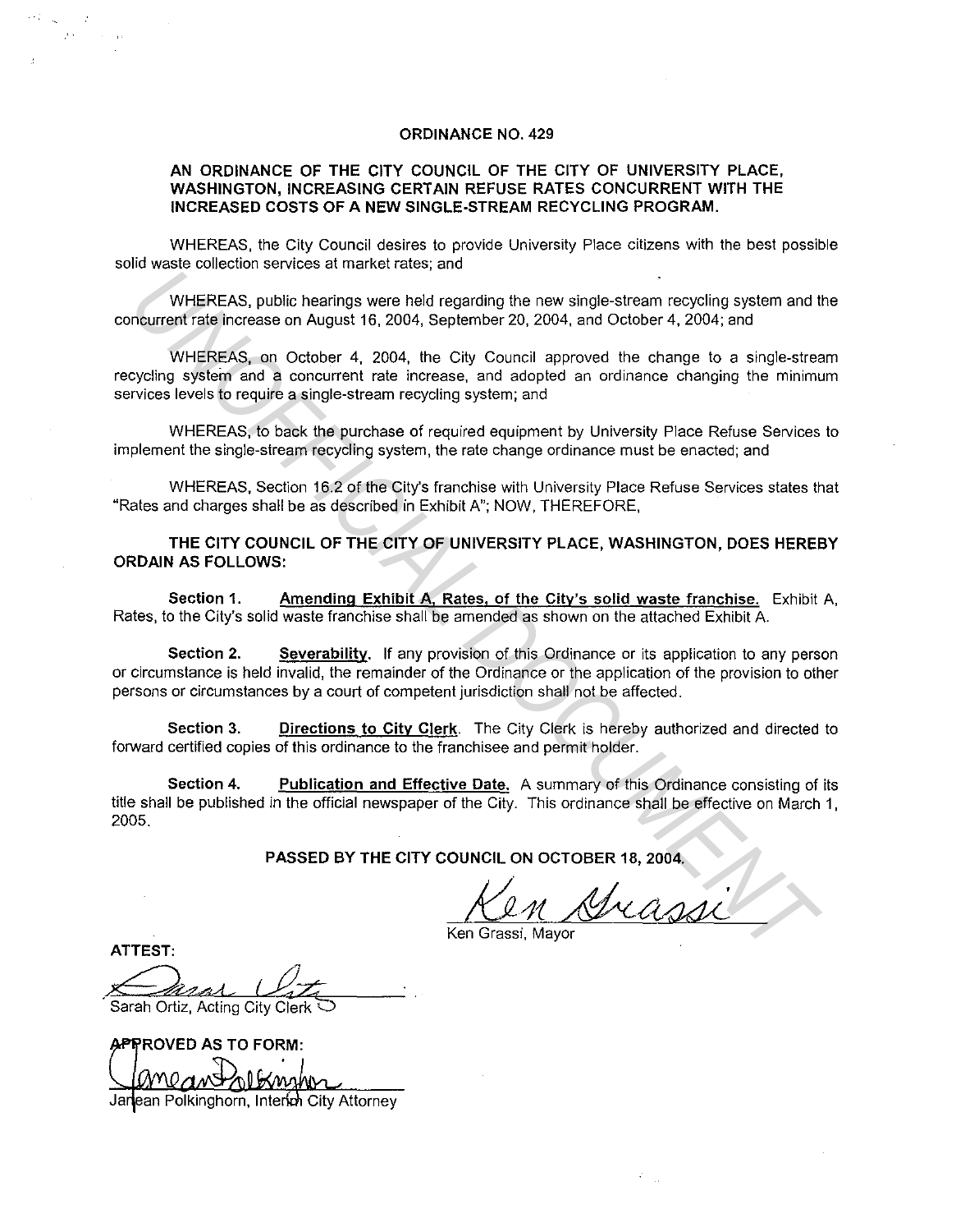# ORDINANCE NO. 429

## AN ORDINANCE OF THE CITY COUNCIL OF THE CITY OF UNIVERSITY PLACE, WASHINGTON, INCREASING CERTAIN REFUSE RATES CONCURRENT WITH THE INCREASED COSTS OF A NEW SINGLE-STREAM RECYCLING PROGRAM.

WHEREAS, the City Council desires to provide University Place citizens with the best possible solid waste collection services at market rates; and

WHEREAS, public hearings were held regarding the new single-stream recycling system and the concurrent rate increase on August 16, 2004, September 20, 2004, and October 4, 2004; and

WHEREAS, on October 4, 2004, the City Council approved the change to a single-stream recycling system and a concurrent rate increase, and adopted an ordinance changing the minimum services levels to require a single-stream recycling system; and

WHEREAS, to back the purchase of required equipment by University Place Refuse Services to implement the single-stream recycling system, the rate change ordinance must be enacted; and

WHEREAS, Section 16.2 of the City's franchise with University Place Refuse Services states that "Rates and charges shall be as described in Exhibit A"; NOW, THEREFORE,

**THE CITY COUNCIL OF THE CITY OF UNIVERSITY PLACE, WASHINGTON, DOES HEREBY ORDAIN AS FOLLOWS:**

**Section 1.** **Amending Exhibit A, Rates, of the City's solid waste franchise.** Exhibit A, Rates, to the City's solid waste franchise shall be amended as shown on the attached Exhibit A.

**Section 2.** **Severability.** If any provision of this Ordinance or its application to any person or circumstance is held invalid, the remainder of the Ordinance or the application of the provision to other persons or circumstances by a court of competent jurisdiction shall not be affected.

**Section 3.** **Directions to City Clerk.** The City Clerk is hereby authorized and directed to forward certified copies of this ordinance to the franchisee and permit holder.

**Section 4.** **Publication and Effective Date.** A summary of this Ordinance consisting of its title shall be published in the official newspaper of the City. This ordinance shall be effective on March 1, 2005.

**PASSED BY THE CITY COUNCIL ON OCTOBER 18, 2004.**

Ken Grassi

Ken Grassi, Mayor

**ATTEST:**

Sarah Ortiz

Sarah Ortiz, Acting City Clerk

**APPROVED AS TO FORM:**

Janean Polkinghorn

Janean Polkinghorn, Interim City Attorney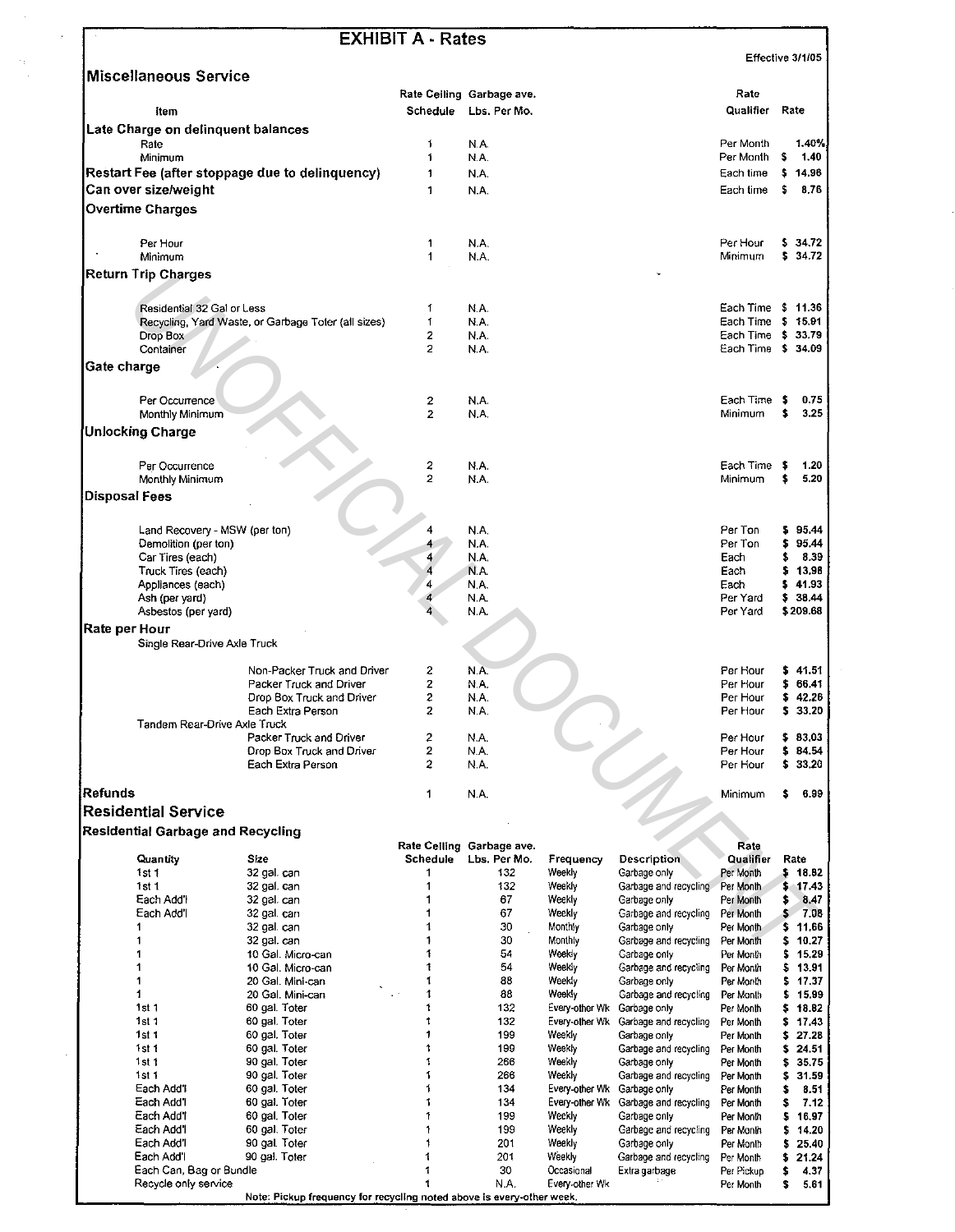# EXHIBIT A - Rates

Effective 3/1/05

## Miscellaneous Service

| Item | Rate Ceiling Schedule | Garbage ave. Lbs. Per Mo. | Rate Qualifier | Rate |
|---|---|---|---|---|
| **Late Charge on delinquent balances** | | | | |
| Rate | 1 | N.A. | Per Month | 1.40% |
| Minimum | 1 | N.A. | Per Month | $ 1.40 |
| **Restart Fee (after stoppage due to delinquency)** | 1 | N.A. | Each time | $ 14.96 |
| **Can over size/weight** | 1 | N.A. | Each time | $ 8.76 |
| **Overtime Charges** | | | | |
| Per Hour | 1 | N.A. | Per Hour | $ 34.72 |
| Minimum | 1 | N.A. | Minimum | $ 34.72 |
| **Return Trip Charges** | | | | |
| Residential 32 Gal or Less | 1 | N.A. | Each Time | $ 11.36 |
| Recycling, Yard Waste, or Garbage Toter (all sizes) | 1 | N.A. | Each Time | $ 15.91 |
| Drop Box | 2 | N.A. | Each Time | $ 33.79 |
| Container | 2 | N.A. | Each Time | $ 34.09 |
| **Gate charge** | | | | |
| Per Occurrence | 2 | N.A. | Each Time | $ 0.75 |
| Monthly Minimum | 2 | N.A. | Minimum | $ 3.25 |
| **Unlocking Charge** | | | | |
| Per Occurrence | 2 | N.A. | Each Time | $ 1.20 |
| Monthly Minimum | 2 | N.A. | Minimum | $ 5.20 |
| **Disposal Fees** | | | | |
| Land Recovery - MSW (per ton) | 4 | N.A. | Per Ton | $ 95.44 |
| Demolition (per ton) | 4 | N.A. | Per Ton | $ 95.44 |
| Car Tires (each) | 4 | N.A. | Each | $ 8.39 |
| Truck Tires (each) | 4 | N.A. | Each | $ 13.98 |
| Appliances (each) | 4 | N.A. | Each | $ 41.93 |
| Ash (per yard) | 4 | N.A. | Per Yard | $ 38.44 |
| Asbestos (per yard) | 4 | N.A. | Per Yard | $ 209.68 |
| **Rate per Hour** | | | | |
| Single Rear-Drive Axle Truck | | | | |
| Non-Packer Truck and Driver | 2 | N.A. | Per Hour | $ 41.51 |
| Packer Truck and Driver | 2 | N.A. | Per Hour | $ 66.41 |
| Drop Box Truck and Driver | 2 | N.A. | Per Hour | $ 42.26 |
| Each Extra Person | 2 | N.A. | Per Hour | $ 33.20 |
| Tandem Rear-Drive Axle Truck | | | | |
| Packer Truck and Driver | 2 | N.A. | Per Hour | $ 83.03 |
| Drop Box Truck and Driver | 2 | N.A. | Per Hour | $ 84.54 |
| Each Extra Person | 2 | N.A. | Per Hour | $ 33.20 |
| **Refunds** | 1 | N.A. | Minimum | $ 6.99 |

## Residential Service

### Residential Garbage and Recycling

| Quantity | Size | Rate Ceiling Schedule | Garbage ave. Lbs. Per Mo. | Frequency | Description | Rate Qualifier | Rate |
|---|---|---|---|---|---|---|---|
| 1st 1 | 32 gal. can | 1 | 132 | Weekly | Garbage only | Per Month | $ 18.82 |
| 1st 1 | 32 gal. can | 1 | 132 | Weekly | Garbage and recycling | Per Month | $ 17.43 |
| Each Add'l | 32 gal. can | 1 | 67 | Weekly | Garbage only | Per Month | $ 8.47 |
| Each Add'l | 32 gal. can | 1 | 67 | Weekly | Garbage and recycling | Per Month | $ 7.08 |
| 1 | 32 gal. can | 1 | 30 | Monthly | Garbage only | Per Month | $ 11.66 |
| 1 | 32 gal. can | 1 | 30 | Monthly | Garbage and recycling | Per Month | $ 10.27 |
| 1 | 10 Gal. Micro-can | 1 | 54 | Weekly | Garbage only | Per Month | $ 15.29 |
| 1 | 10 Gal. Micro-can | 1 | 54 | Weekly | Garbage and recycling | Per Month | $ 13.91 |
| 1 | 20 Gal. Mini-can | 1 | 88 | Weekly | Garbage only | Per Month | $ 17.37 |
| 1 | 20 Gal. Mini-can | 1 | 88 | Weekly | Garbage and recycling | Per Month | $ 15.99 |
| 1st 1 | 60 gal. Toter | 1 | 132 | Every-other Wk | Garbage only | Per Month | $ 18.82 |
| 1st 1 | 60 gal. Toter | 1 | 132 | Every-other Wk | Garbage and recycling | Per Month | $ 17.43 |
| 1st 1 | 60 gal. Toter | 1 | 199 | Weekly | Garbage only | Per Month | $ 27.28 |
| 1st 1 | 60 gal. Toter | 1 | 199 | Weekly | Garbage and recycling | Per Month | $ 24.51 |
| 1st 1 | 90 gal. Toter | 1 | 266 | Weekly | Garbage only | Per Month | $ 35.75 |
| 1st 1 | 90 gal. Toter | 1 | 266 | Weekly | Garbage and recycling | Per Month | $ 31.59 |
| Each Add'l | 60 gal. Toter | 1 | 134 | Every-other Wk | Garbage only | Per Month | $ 8.51 |
| Each Add'l | 60 gal. Toter | 1 | 134 | Every-other Wk | Garbage and recycling | Per Month | $ 7.12 |
| Each Add'l | 60 gal. Toter | 1 | 199 | Weekly | Garbage only | Per Month | $ 16.97 |
| Each Add'l | 60 gal. Toter | 1 | 199 | Weekly | Garbage and recycling | Per Month | $ 14.20 |
| Each Add'l | 90 gal. Toter | 1 | 201 | Weekly | Garbage only | Per Month | $ 25.40 |
| Each Add'l | 90 gal. Toter | 1 | 201 | Weekly | Garbage and recycling | Per Month | $ 21.24 |
| Each Can, Bag or Bundle | | 1 | 30 | Occasional | Extra garbage | Per Pickup | $ 4.37 |
| Recycle only service | | 1 | N.A. | Every-other Wk | | Per Month | $ 5.61 |

Note: Pickup frequency for recycling noted above is every-other week.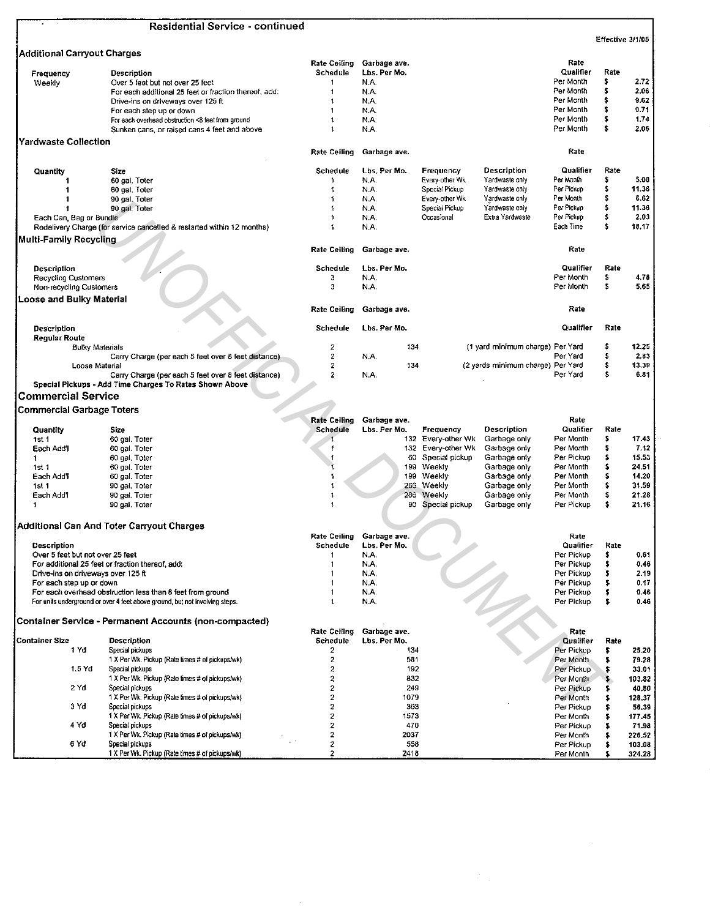## Residential Service - continued

Effective 3/1/05

### Additional Carryout Charges

| Frequency | Description | Rate Ceiling Schedule | Garbage ave. Lbs. Per Mo. | Rate Qualifier | Rate |
|---|---|---|---|---|---|
| Weekly | Over 5 feet but not over 25 feet | 1 | N.A. | Per Month | $ 2.72 |
| | For each additional 25 feet or fraction thereof, add: | 1 | N.A. | Per Month | $ 2.06 |
| | Drive-ins on driveways over 125 ft | 1 | N.A. | Per Month | $ 9.62 |
| | For each step up or down | 1 | N.A. | Per Month | $ 0.71 |
| | For each overhead obstruction <8 feet from ground | 1 | N.A. | Per Month | $ 1.74 |
| | Sunken cans, or raised cans 4 feet and above | 1 | N.A. | Per Month | $ 2.06 |

### Yardwaste Collection

| Quantity | Size | Rate Ceiling Schedule | Garbage ave. Lbs. Per Mo. | Frequency | Description | Rate Qualifier | Rate |
|---|---|---|---|---|---|---|---|
| 1 | 60 gal. Toter | 1 | N.A. | Every-other Wk | Yardwaste only | Per Month | $ 5.08 |
| 1 | 60 gal. Toter | 1 | N.A. | Special Pickup | Yardwaste only | Per Pickup | $ 11.36 |
| 1 | 90 gal. Toter | 1 | N.A. | Every-other Wk | Yardwaste only | Per Month | $ 6.62 |
| 1 | 90 gal. Toter | 1 | N.A. | Special Pickup | Yardwaste only | Per Pickup | $ 11.36 |
| Each Can, Bag or Bundle | | 1 | N.A. | Occasional | Extra Yardwaste | Per Pickup | $ 2.03 |
| Redelivery Charge (for service cancelled & restarted within 12 months) | | 1 | N.A. | | | Each Time | $ 18.17 |

### Multi-Family Recycling

| Description | Rate Ceiling Schedule | Garbage ave. Lbs. Per Mo. | Rate Qualifier | Rate |
|---|---|---|---|---|
| Recycling Customers | 3 | N.A. | Per Month | $ 4.78 |
| Non-recycling Customers | 3 | N.A. | Per Month | $ 5.65 |

### Loose and Bulky Material

| Description | Rate Ceiling Schedule | Garbage ave. Lbs. Per Mo. | | Rate Qualifier | Rate |
|---|---|---|---|---|---|
| **Regular Route** | | | | | |
| Bulky Materials | 2 | 134 | (1 yard minimum charge) | Per Yard | $ 12.25 |
| Carry Charge (per each 5 feet over 8 feet distance) | 2 | N.A. | | Per Yard | $ 2.83 |
| Loose Material | 2 | 134 | (2 yards minimum charge) | Per Yard | $ 13.39 |
| Carry Charge (per each 5 feet over 8 feet distance) | 2 | N.A. | | Per Yard | $ 6.81 |

**Special Pickups - Add Time Charges To Rates Shown Above**

## Commercial Service

### Commercial Garbage Toters

| Quantity | Size | Rate Ceiling Schedule | Garbage ave. Lbs. Per Mo. | Frequency | Description | Rate Qualifier | Rate |
|---|---|---|---|---|---|---|---|
| 1st 1 | 60 gal. Toter | 1 | 132 | Every-other Wk | Garbage only | Per Month | $ 17.43 |
| Each Add'l | 60 gal. Toter | 1 | 132 | Every-other Wk | Garbage only | Per Month | $ 7.12 |
| 1 | 60 gal. Toter | 1 | 60 | Special pickup | Garbage only | Per Pickup | $ 15.53 |
| 1st 1 | 60 gal. Toter | 1 | 199 | Weekly | Garbage only | Per Month | $ 24.51 |
| Each Add'l | 60 gal. Toter | 1 | 199 | Weekly | Garbage only | Per Month | $ 14.20 |
| 1st 1 | 90 gal. Toter | 1 | 266 | Weekly | Garbage only | Per Month | $ 31.59 |
| Each Add'l | 90 gal. Toter | 1 | 266 | Weekly | Garbage only | Per Month | $ 21.28 |
| 1 | 90 gal. Toter | 1 | 90 | Special pickup | Garbage only | Per Pickup | $ 21.16 |

### Additional Can And Toter Carryout Charges

| Description | Rate Ceiling Schedule | Garbage ave. Lbs. Per Mo. | Rate Qualifier | Rate |
|---|---|---|---|---|
| Over 5 feet but not over 25 feet | 1 | N.A. | Per Pickup | $ 0.61 |
| For additional 25 feet or fraction thereof, add: | 1 | N.A. | Per Pickup | $ 0.46 |
| Drive-ins on driveways over 125 ft | 1 | N.A. | Per Pickup | $ 2.19 |
| For each step up or down | 1 | N.A. | Per Pickup | $ 0.17 |
| For each overhead obstruction less than 8 feet from ground | 1 | N.A. | Per Pickup | $ 0.46 |
| For units underground or over 4 feet above ground, but not involving steps. | 1 | N.A. | Per Pickup | $ 0.46 |

### Container Service - Permanent Accounts (non-compacted)

| Container Size | Description | Rate Ceiling Schedule | Garbage ave. Lbs. Per Mo. | Rate Qualifier | Rate |
|---|---|---|---|---|---|
| 1 Yd | Special pickups | 2 | 134 | Per Pickup | $ 25.20 |
| | 1 X Per Wk. Pickup (Rate times # of pickups/wk) | 2 | 581 | Per Month | $ 79.28 |
| 1.5 Yd | Special pickups | 2 | 192 | Per Pickup | $ 33.01 |
| | 1 X Per Wk. Pickup (Rate times # of pickups/wk) | 2 | 832 | Per Month | $ 103.82 |
| 2 Yd | Special pickups | 2 | 249 | Per Pickup | $ 40.80 |
| | 1 X Per Wk. Pickup (Rate times # of pickups/wk) | 2 | 1079 | Per Month | $ 128.37 |
| 3 Yd | Special pickups | 2 | 363 | Per Pickup | $ 56.39 |
| | 1 X Per Wk. Pickup (Rate times # of pickups/wk) | 2 | 1573 | Per Month | $ 177.45 |
| 4 Yd | Special pickups | 2 | 470 | Per Pickup | $ 71.98 |
| | 1 X Per Wk. Pickup (Rate times # of pickups/wk) | 2 | 2037 | Per Month | $ 226.52 |
| 6 Yd | Special pickups | 2 | 558 | Per Pickup | $ 103.08 |
| | 1 X Per Wk. Pickup (Rate times # of pickups/wk) | 2 | 2418 | Per Month | $ 324.28 |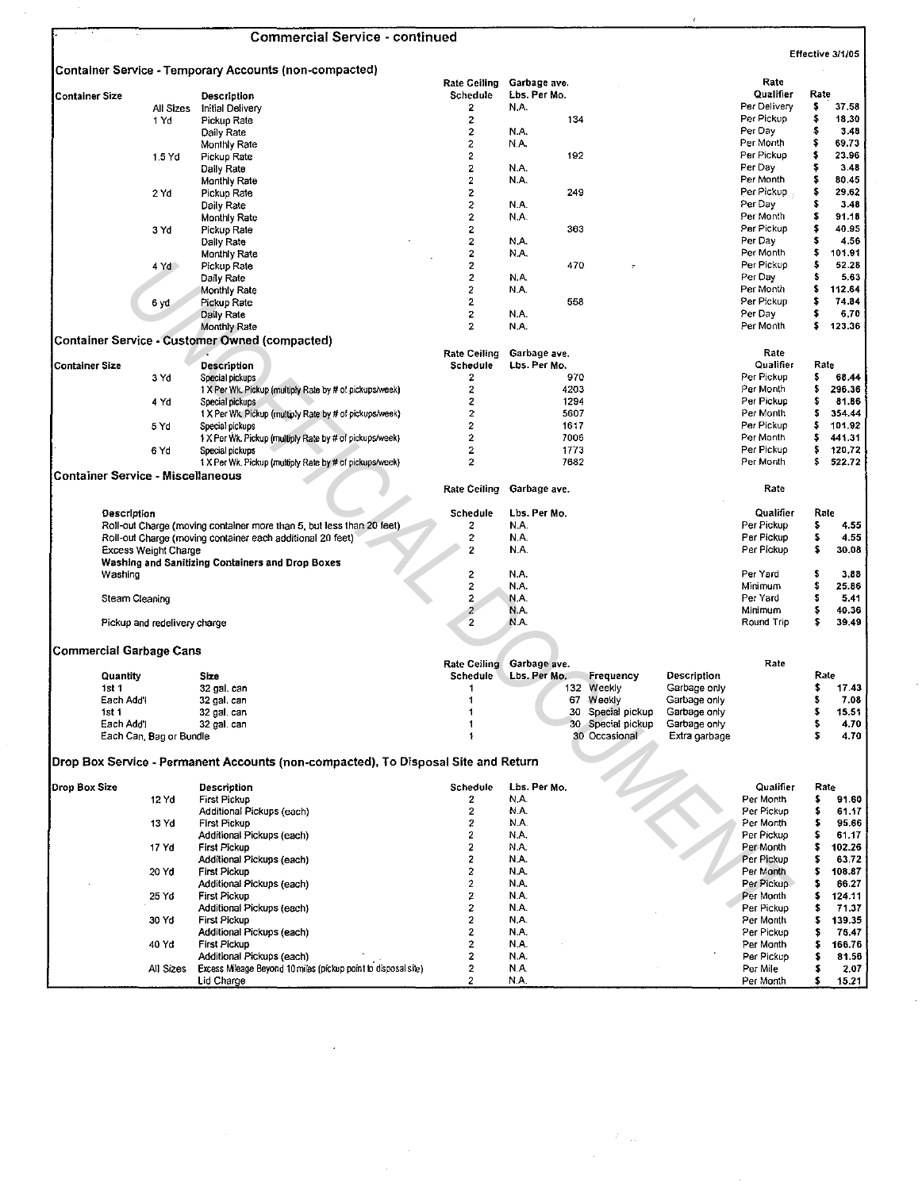## Commercial Service - continued

Effective 3/1/05

### Container Service - Temporary Accounts (non-compacted)

| Container Size | | Description | Rate Ceiling Schedule | Garbage ave. Lbs. Per Mo. | Rate Qualifier | Rate |
|---|---|---|---|---|---|---|
| | All Sizes | Initial Delivery | 2 | N.A. | Per Delivery | $ 37.58 |
| | 1 Yd | Pickup Rate | 2 | 134 | Per Pickup | $ 18.30 |
| | | Daily Rate | 2 | N.A. | Per Day | $ 3.48 |
| | | Monthly Rate | 2 | N.A. | Per Month | $ 69.73 |
| | 1.5 Yd | Pickup Rate | 2 | 192 | Per Pickup | $ 23.96 |
| | | Daily Rate | 2 | N.A. | Per Day | $ 3.48 |
| | | Monthly Rate | 2 | N.A. | Per Month | $ 80.45 |
| | 2 Yd | Pickup Rate | 2 | 249 | Per Pickup | $ 29.62 |
| | | Daily Rate | 2 | N.A. | Per Day | $ 3.48 |
| | | Monthly Rate | 2 | N.A. | Per Month | $ 91.18 |
| | 3 Yd | Pickup Rate | 2 | 363 | Per Pickup | $ 40.95 |
| | | Daily Rate | 2 | N.A. | Per Day | $ 4.56 |
| | | Monthly Rate | 2 | N.A. | Per Month | $ 101.91 |
| | 4 Yd | Pickup Rate | 2 | 470 | Per Pickup | $ 52.28 |
| | | Daily Rate | 2 | N.A. | Per Day | $ 5.63 |
| | | Monthly Rate | 2 | N.A. | Per Month | $ 112.64 |
| | 6 yd | Pickup Rate | 2 | 558 | Per Pickup | $ 74.84 |
| | | Daily Rate | 2 | N.A. | Per Day | $ 6.70 |
| | | Monthly Rate | 2 | N.A. | Per Month | $ 123.36 |

### Container Service - Customer Owned (compacted)

| Container Size | | Description | Rate Ceiling Schedule | Garbage ave. Lbs. Per Mo. | Rate Qualifier | Rate |
|---|---|---|---|---|---|---|
| | 3 Yd | Special pickups | 2 | 970 | Per Pickup | $ 68.44 |
| | | 1 X Per Wk. Pickup (multiply Rate by # of pickups/week) | 2 | 4203 | Per Month | $ 296.36 |
| | 4 Yd | Special pickups | 2 | 1294 | Per Pickup | $ 81.86 |
| | | 1 X Per Wk. Pickup (multiply Rate by # of pickups/week) | 2 | 5607 | Per Month | $ 354.44 |
| | 5 Yd | Special pickups | 2 | 1617 | Per Pickup | $ 101.92 |
| | | 1 X Per Wk. Pickup (multiply Rate by # of pickups/week) | 2 | 7006 | Per Month | $ 441.31 |
| | 6 Yd | Special pickups | 2 | 1773 | Per Pickup | $ 120.72 |
| | | 1 X Per Wk. Pickup (multiply Rate by # of pickups/week) | 2 | 7682 | Per Month | $ 522.72 |

### Container Service - Miscellaneous

| Description | Rate Ceiling Schedule | Garbage ave. Lbs. Per Mo. | Rate Qualifier | Rate |
|---|---|---|---|---|
| Roll-out Charge (moving container more than 5, but less than 20 feet) | 2 | N.A. | Per Pickup | $ 4.55 |
| Roll-out Charge (moving container each additional 20 feet) | 2 | N.A. | Per Pickup | $ 4.55 |
| Excess Weight Charge | 2 | N.A. | Per Pickup | $ 30.08 |
| **Washing and Sanitizing Containers and Drop Boxes** | | | | |
| Washing | 2 | N.A. | Per Yard | $ 3.88 |
| | 2 | N.A. | Minimum | $ 25.86 |
| Steam Cleaning | 2 | N.A. | Per Yard | $ 5.41 |
| | 2 | N.A. | Minimum | $ 40.36 |
| Pickup and redelivery charge | 2 | N.A. | Round Trip | $ 39.49 |

### Commercial Garbage Cans

| Quantity | Size | Rate Ceiling Schedule | Garbage ave. Lbs. Per Mo. | Frequency | Description | Rate |
|---|---|---|---|---|---|---|
| 1st 1 | 32 gal. can | 1 | 132 | Weekly | Garbage only | $ 17.43 |
| Each Add'l | 32 gal. can | 1 | 67 | Weekly | Garbage only | $ 7.08 |
| 1st 1 | 32 gal. can | 1 | 30 | Special pickup | Garbage only | $ 15.51 |
| Each Add'l | 32 gal. can | 1 | 30 | Special pickup | Garbage only | $ 4.70 |
| Each Can, Bag or Bundle | | 1 | 30 | Occasional | Extra garbage | $ 4.70 |

### Drop Box Service - Permanent Accounts (non-compacted), To Disposal Site and Return

| Drop Box Size | | Description | Schedule | Lbs. Per Mo. | Qualifier | Rate |
|---|---|---|---|---|---|---|
| | 12 Yd | First Pickup | 2 | N.A. | Per Month | $ 91.60 |
| | | Additional Pickups (each) | 2 | N.A. | Per Pickup | $ 61.17 |
| | 13 Yd | First Pickup | 2 | N.A. | Per Month | $ 95.66 |
| | | Additional Pickups (each) | 2 | N.A. | Per Pickup | $ 61.17 |
| | 17 Yd | First Pickup | 2 | N.A. | Per Month | $ 102.26 |
| | | Additional Pickups (each) | 2 | N.A. | Per Pickup | $ 63.72 |
| | 20 Yd | First Pickup | 2 | N.A. | Per Month | $ 108.87 |
| | | Additional Pickups (each) | 2 | N.A. | Per Pickup | $ 66.27 |
| | 25 Yd | First Pickup | 2 | N.A. | Per Month | $ 124.11 |
| | | Additional Pickups (each) | 2 | N.A. | Per Pickup | $ 71.37 |
| | 30 Yd | First Pickup | 2 | N.A. | Per Month | $ 139.35 |
| | | Additional Pickups (each) | 2 | N.A. | Per Pickup | $ 76.47 |
| | 40 Yd | First Pickup | 2 | N.A. | Per Month | $ 166.76 |
| | | Additional Pickups (each) | 2 | N.A. | Per Pickup | $ 81.56 |
| | All Sizes | Excess Mileage Beyond 10 miles (pickup point to disposal site) | 2 | N.A. | Per Mile | $ 2.07 |
| | | Lid Charge | 2 | N.A. | Per Month | $ 15.21 |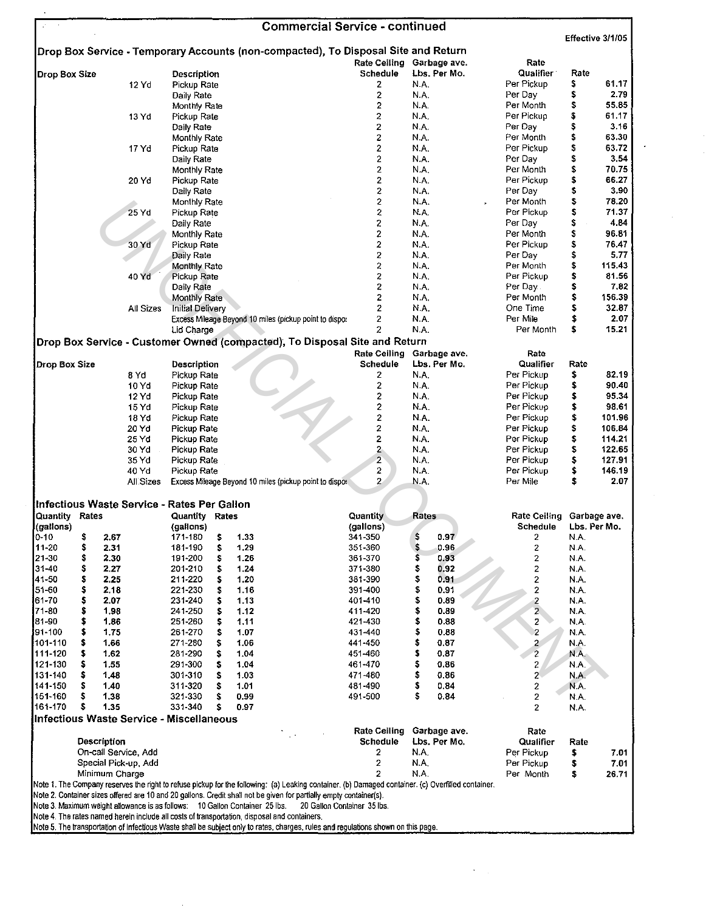## Commercial Service - continued

Effective 3/1/05

### Drop Box Service - Temporary Accounts (non-compacted), To Disposal Site and Return

| Drop Box Size | | Description | Rate Ceiling Schedule | Garbage ave. Lbs. Per Mo. | Rate Qualifier | Rate |
|---|---|---|---|---|---|---|
| | 12 Yd | Pickup Rate | 2 | N.A. | Per Pickup | $ 61.17 |
| | | Daily Rate | 2 | N.A. | Per Day | $ 2.79 |
| | | Monthly Rate | 2 | N.A. | Per Month | $ 55.85 |
| | 13 Yd | Pickup Rate | 2 | N.A. | Per Pickup | $ 61.17 |
| | | Daily Rate | 2 | N.A. | Per Day | $ 3.16 |
| | | Monthly Rate | 2 | N.A. | Per Month | $ 63.30 |
| | 17 Yd | Pickup Rate | 2 | N.A. | Per Pickup | $ 63.72 |
| | | Daily Rate | 2 | N.A. | Per Day | $ 3.54 |
| | | Monthly Rate | 2 | N.A. | Per Month | $ 70.75 |
| | 20 Yd | Pickup Rate | 2 | N.A. | Per Pickup | $ 66.27 |
| | | Daily Rate | 2 | N.A. | Per Day | $ 3.90 |
| | | Monthly Rate | 2 | N.A. | Per Month | $ 78.20 |
| | 25 Yd | Pickup Rate | 2 | N.A. | Per Pickup | $ 71.37 |
| | | Daily Rate | 2 | N.A. | Per Day | $ 4.84 |
| | | Monthly Rate | 2 | N.A. | Per Month | $ 96.81 |
| | 30 Yd | Pickup Rate | 2 | N.A. | Per Pickup | $ 76.47 |
| | | Daily Rate | 2 | N.A. | Per Day | $ 5.77 |
| | | Monthly Rate | 2 | N.A. | Per Month | $ 115.43 |
| | 40 Yd | Pickup Rate | 2 | N.A. | Per Pickup | $ 81.56 |
| | | Daily Rate | 2 | N.A. | Per Day | $ 7.82 |
| | | Monthly Rate | 2 | N.A. | Per Month | $ 156.39 |
| | All Sizes | Initial Delivery | 2 | N.A. | One Time | $ 32.87 |
| | | Excess Mileage Beyond 10 miles (pickup point to dispo: | 2 | N.A. | Per Mile | $ 2.07 |
| | | Lid Charge | 2 | N.A. | Per Month | $ 15.21 |

### Drop Box Service - Customer Owned (compacted), To Disposal Site and Return

| Drop Box Size | | Description | Rate Ceiling Schedule | Garbage ave. Lbs. Per Mo. | Rate Qualifier | Rate |
|---|---|---|---|---|---|---|
| | 8 Yd | Pickup Rate | 2 | N.A. | Per Pickup | $ 82.19 |
| | 10 Yd | Pickup Rate | 2 | N.A. | Per Pickup | $ 90.40 |
| | 12 Yd | Pickup Rate | 2 | N.A. | Per Pickup | $ 95.34 |
| | 15 Yd | Pickup Rate | 2 | N.A. | Per Pickup | $ 98.61 |
| | 18 Yd | Pickup Rate | 2 | N.A. | Per Pickup | $ 101.96 |
| | 20 Yd | Pickup Rate | 2 | N.A. | Per Pickup | $ 106.84 |
| | 25 Yd | Pickup Rate | 2 | N.A. | Per Pickup | $ 114.21 |
| | 30 Yd | Pickup Rate | 2 | N.A. | Per Pickup | $ 122.65 |
| | 35 Yd | Pickup Rate | 2 | N.A. | Per Pickup | $ 127.91 |
| | 40 Yd | Pickup Rate | 2 | N.A. | Per Pickup | $ 146.19 |
| | All Sizes | Excess Mileage Beyond 10 miles (pickup point to dispo: | 2 | N.A. | Per Mile | $ 2.07 |

### Infectious Waste Service - Rates Per Gallon

| Quantity (gallons) | Rates | Quantity (gallons) | Rates | Quantity (gallons) | Rates | Rate Ceiling Schedule | Garbage ave. Lbs. Per Mo. |
|---|---|---|---|---|---|---|---|
| 0-10 | $ 2.67 | 171-180 | $ 1.33 | 341-350 | $ 0.97 | 2 | N.A. |
| 11-20 | $ 2.31 | 181-190 | $ 1.29 | 351-360 | $ 0.96 | 2 | N.A. |
| 21-30 | $ 2.30 | 191-200 | $ 1.26 | 361-370 | $ 0.93 | 2 | N.A. |
| 31-40 | $ 2.27 | 201-210 | $ 1.24 | 371-380 | $ 0.92 | 2 | N.A. |
| 41-50 | $ 2.25 | 211-220 | $ 1.20 | 381-390 | $ 0.91 | 2 | N.A. |
| 51-60 | $ 2.18 | 221-230 | $ 1.16 | 391-400 | $ 0.91 | 2 | N.A. |
| 61-70 | $ 2.07 | 231-240 | $ 1.13 | 401-410 | $ 0.89 | 2 | N.A. |
| 71-80 | $ 1.98 | 241-250 | $ 1.12 | 411-420 | $ 0.89 | 2 | N.A. |
| 81-90 | $ 1.86 | 251-260 | $ 1.11 | 421-430 | $ 0.88 | 2 | N.A. |
| 91-100 | $ 1.75 | 261-270 | $ 1.07 | 431-440 | $ 0.88 | 2 | N.A. |
| 101-110 | $ 1.66 | 271-280 | $ 1.06 | 441-450 | $ 0.87 | 2 | N.A. |
| 111-120 | $ 1.62 | 281-290 | $ 1.04 | 451-460 | $ 0.87 | 2 | N.A. |
| 121-130 | $ 1.55 | 291-300 | $ 1.04 | 461-470 | $ 0.86 | 2 | N.A. |
| 131-140 | $ 1.48 | 301-310 | $ 1.03 | 471-480 | $ 0.86 | 2 | N.A. |
| 141-150 | $ 1.40 | 311-320 | $ 1.01 | 481-490 | $ 0.84 | 2 | N.A. |
| 151-160 | $ 1.38 | 321-330 | $ 0.99 | 491-500 | $ 0.84 | 2 | N.A. |
| 161-170 | $ 1.35 | 331-340 | $ 0.97 | | | 2 | N.A. |

### Infectious Waste Service - Miscellaneous

| Description | Rate Ceiling Schedule | Garbage ave. Lbs. Per Mo. | Rate Qualifier | Rate |
|---|---|---|---|---|
| On-call Service, Add | 2 | N.A. | Per Pickup | $ 7.01 |
| Special Pick-up, Add | 2 | N.A. | Per Pickup | $ 7.01 |
| Minimum Charge | 2 | N.A. | Per Month | $ 26.71 |

Note 1. The Company reserves the right to refuse pickup for the following: (a) Leaking container. (b) Damaged container. (c) Overfilled container.

Note 2. Container sizes offered are 10 and 20 gallons. Credit shall not be given for partially empty container(s).

Note 3. Maximum weight allowance is as follows: 10 Gallon Container 25 lbs. 20 Gallon Container 35 lbs.

Note 4. The rates named herein include all costs of transportation, disposal and containers.

Note 5. The transportation of Infectious Waste shall be subject only to rates, charges, rules and regulations shown on this page.